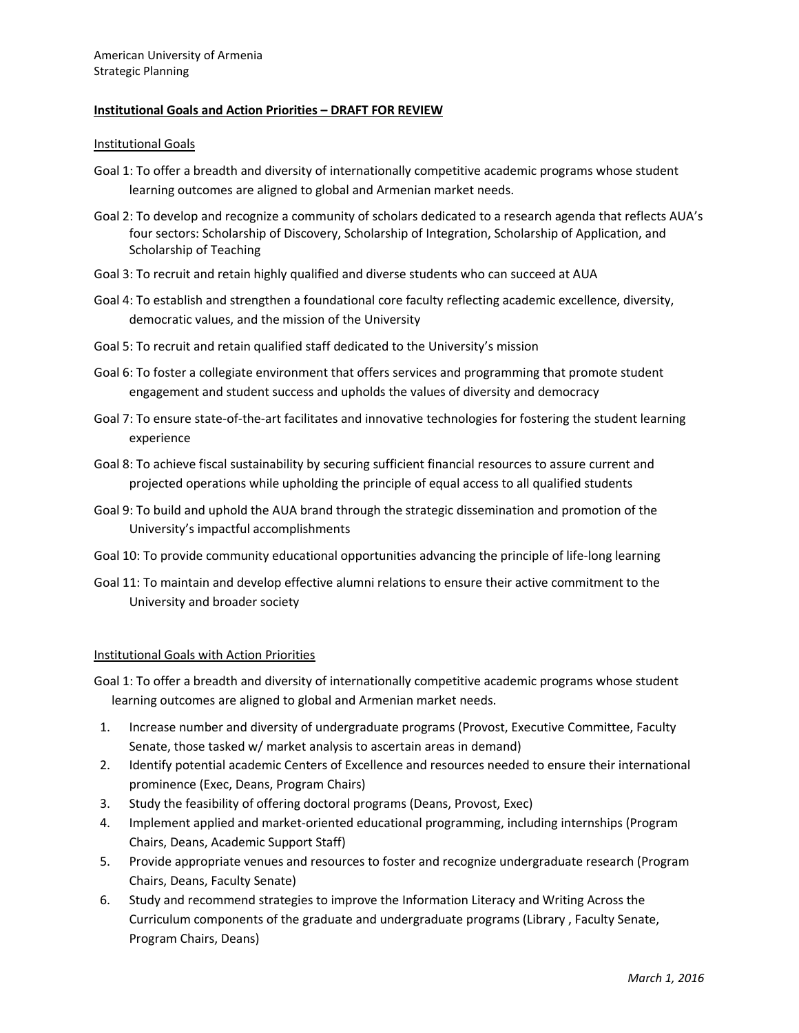American University of Armenia
Strategic Planning

## Institutional Goals and Action Priorities – DRAFT FOR REVIEW

### Institutional Goals

Goal 1: To offer a breadth and diversity of internationally competitive academic programs whose student learning outcomes are aligned to global and Armenian market needs.

Goal 2: To develop and recognize a community of scholars dedicated to a research agenda that reflects AUA's four sectors: Scholarship of Discovery, Scholarship of Integration, Scholarship of Application, and Scholarship of Teaching

Goal 3: To recruit and retain highly qualified and diverse students who can succeed at AUA

Goal 4: To establish and strengthen a foundational core faculty reflecting academic excellence, diversity, democratic values, and the mission of the University

Goal 5: To recruit and retain qualified staff dedicated to the University's mission

Goal 6: To foster a collegiate environment that offers services and programming that promote student engagement and student success and upholds the values of diversity and democracy

Goal 7: To ensure state-of-the-art facilitates and innovative technologies for fostering the student learning experience

Goal 8: To achieve fiscal sustainability by securing sufficient financial resources to assure current and projected operations while upholding the principle of equal access to all qualified students

Goal 9: To build and uphold the AUA brand through the strategic dissemination and promotion of the University's impactful accomplishments

Goal 10: To provide community educational opportunities advancing the principle of life-long learning

Goal 11: To maintain and develop effective alumni relations to ensure their active commitment to the University and broader society

### Institutional Goals with Action Priorities

Goal 1: To offer a breadth and diversity of internationally competitive academic programs whose student learning outcomes are aligned to global and Armenian market needs.

1. Increase number and diversity of undergraduate programs (Provost, Executive Committee, Faculty Senate, those tasked w/ market analysis to ascertain areas in demand)
2. Identify potential academic Centers of Excellence and resources needed to ensure their international prominence (Exec, Deans, Program Chairs)
3. Study the feasibility of offering doctoral programs (Deans, Provost, Exec)
4. Implement applied and market-oriented educational programming, including internships (Program Chairs, Deans, Academic Support Staff)
5. Provide appropriate venues and resources to foster and recognize undergraduate research (Program Chairs, Deans, Faculty Senate)
6. Study and recommend strategies to improve the Information Literacy and Writing Across the Curriculum components of the graduate and undergraduate programs (Library , Faculty Senate, Program Chairs, Deans)

*March 1, 2016*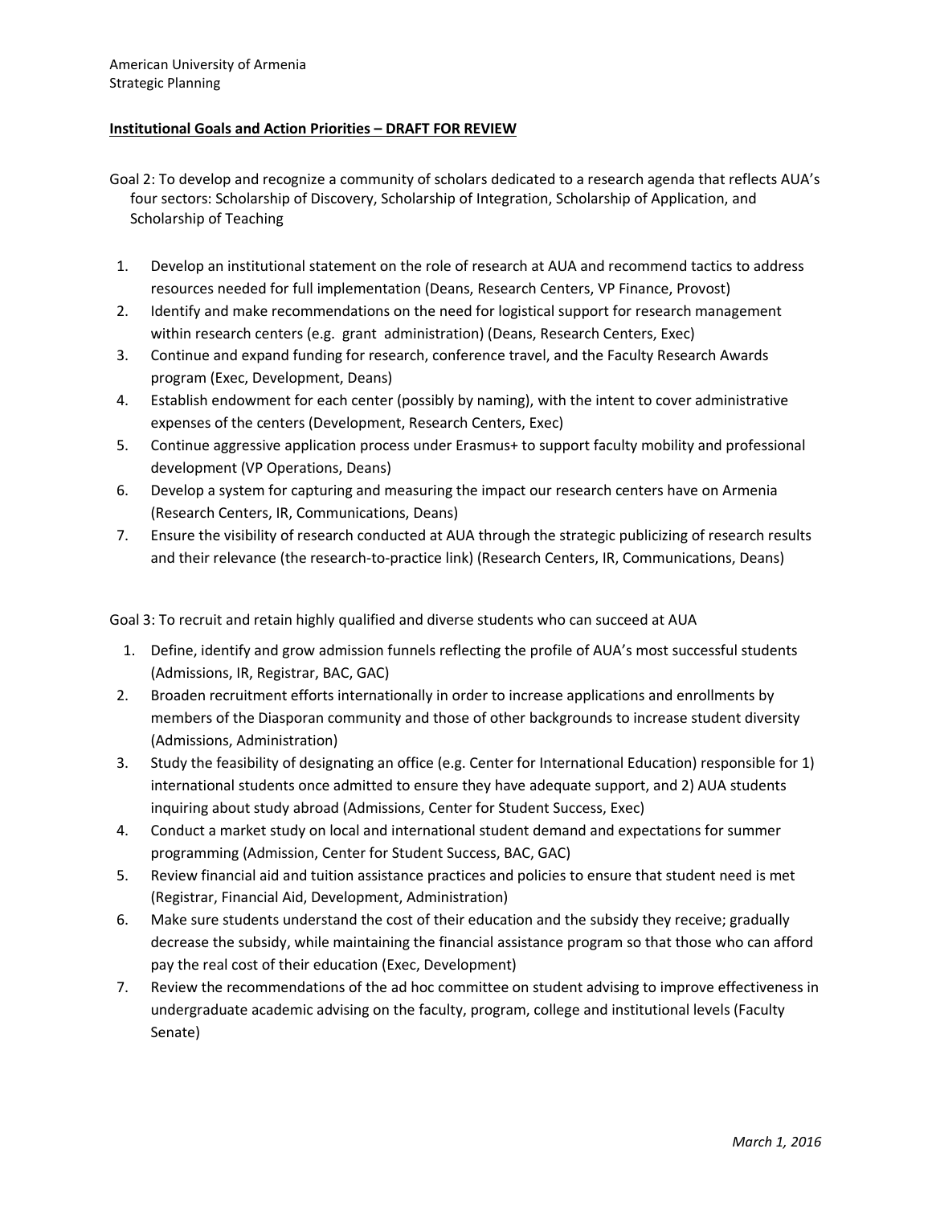American University of Armenia
Strategic Planning

**Institutional Goals and Action Priorities – DRAFT FOR REVIEW**

Goal 2: To develop and recognize a community of scholars dedicated to a research agenda that reflects AUA's four sectors: Scholarship of Discovery, Scholarship of Integration, Scholarship of Application, and Scholarship of Teaching

1. Develop an institutional statement on the role of research at AUA and recommend tactics to address resources needed for full implementation (Deans, Research Centers, VP Finance, Provost)
2. Identify and make recommendations on the need for logistical support for research management within research centers (e.g. grant administration) (Deans, Research Centers, Exec)
3. Continue and expand funding for research, conference travel, and the Faculty Research Awards program (Exec, Development, Deans)
4. Establish endowment for each center (possibly by naming), with the intent to cover administrative expenses of the centers (Development, Research Centers, Exec)
5. Continue aggressive application process under Erasmus+ to support faculty mobility and professional development (VP Operations, Deans)
6. Develop a system for capturing and measuring the impact our research centers have on Armenia (Research Centers, IR, Communications, Deans)
7. Ensure the visibility of research conducted at AUA through the strategic publicizing of research results and their relevance (the research-to-practice link) (Research Centers, IR, Communications, Deans)

Goal 3: To recruit and retain highly qualified and diverse students who can succeed at AUA

1. Define, identify and grow admission funnels reflecting the profile of AUA's most successful students (Admissions, IR, Registrar, BAC, GAC)
2. Broaden recruitment efforts internationally in order to increase applications and enrollments by members of the Diasporan community and those of other backgrounds to increase student diversity (Admissions, Administration)
3. Study the feasibility of designating an office (e.g. Center for International Education) responsible for 1) international students once admitted to ensure they have adequate support, and 2) AUA students inquiring about study abroad (Admissions, Center for Student Success, Exec)
4. Conduct a market study on local and international student demand and expectations for summer programming (Admission, Center for Student Success, BAC, GAC)
5. Review financial aid and tuition assistance practices and policies to ensure that student need is met (Registrar, Financial Aid, Development, Administration)
6. Make sure students understand the cost of their education and the subsidy they receive; gradually decrease the subsidy, while maintaining the financial assistance program so that those who can afford pay the real cost of their education (Exec, Development)
7. Review the recommendations of the ad hoc committee on student advising to improve effectiveness in undergraduate academic advising on the faculty, program, college and institutional levels (Faculty Senate)

*March 1, 2016*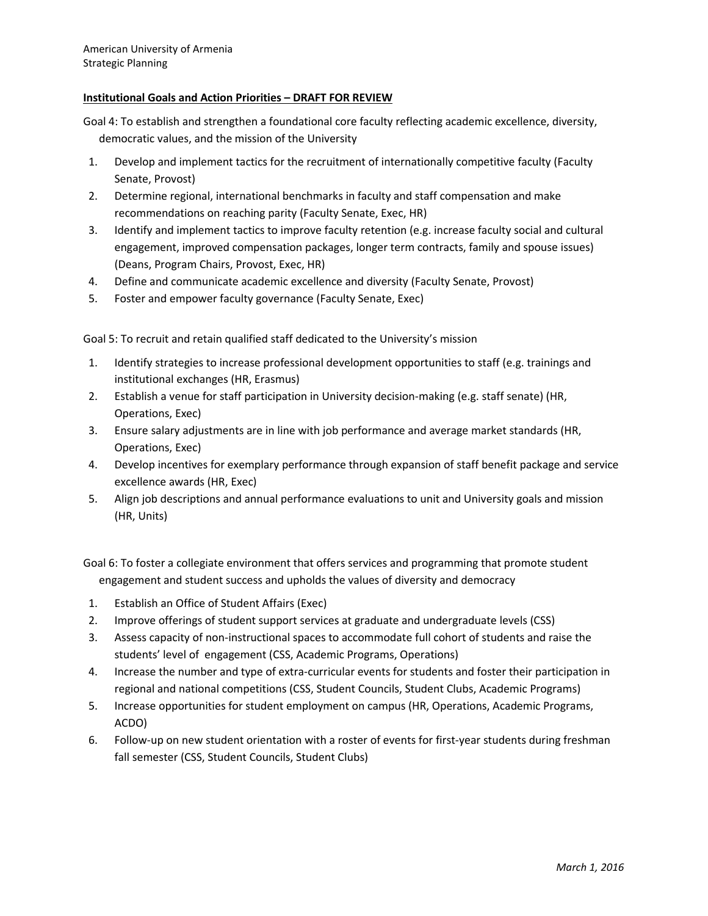American University of Armenia
Strategic Planning

**Institutional Goals and Action Priorities – DRAFT FOR REVIEW**

Goal 4: To establish and strengthen a foundational core faculty reflecting academic excellence, diversity, democratic values, and the mission of the University

1. Develop and implement tactics for the recruitment of internationally competitive faculty (Faculty Senate, Provost)
2. Determine regional, international benchmarks in faculty and staff compensation and make recommendations on reaching parity (Faculty Senate, Exec, HR)
3. Identify and implement tactics to improve faculty retention (e.g. increase faculty social and cultural engagement, improved compensation packages, longer term contracts, family and spouse issues) (Deans, Program Chairs, Provost, Exec, HR)
4. Define and communicate academic excellence and diversity (Faculty Senate, Provost)
5. Foster and empower faculty governance (Faculty Senate, Exec)

Goal 5: To recruit and retain qualified staff dedicated to the University's mission

1. Identify strategies to increase professional development opportunities to staff (e.g. trainings and institutional exchanges (HR, Erasmus)
2. Establish a venue for staff participation in University decision-making (e.g. staff senate) (HR, Operations, Exec)
3. Ensure salary adjustments are in line with job performance and average market standards (HR, Operations, Exec)
4. Develop incentives for exemplary performance through expansion of staff benefit package and service excellence awards (HR, Exec)
5. Align job descriptions and annual performance evaluations to unit and University goals and mission (HR, Units)

Goal 6: To foster a collegiate environment that offers services and programming that promote student engagement and student success and upholds the values of diversity and democracy

1. Establish an Office of Student Affairs (Exec)
2. Improve offerings of student support services at graduate and undergraduate levels (CSS)
3. Assess capacity of non-instructional spaces to accommodate full cohort of students and raise the students' level of engagement (CSS, Academic Programs, Operations)
4. Increase the number and type of extra-curricular events for students and foster their participation in regional and national competitions (CSS, Student Councils, Student Clubs, Academic Programs)
5. Increase opportunities for student employment on campus (HR, Operations, Academic Programs, ACDO)
6. Follow-up on new student orientation with a roster of events for first-year students during freshman fall semester (CSS, Student Councils, Student Clubs)

*March 1, 2016*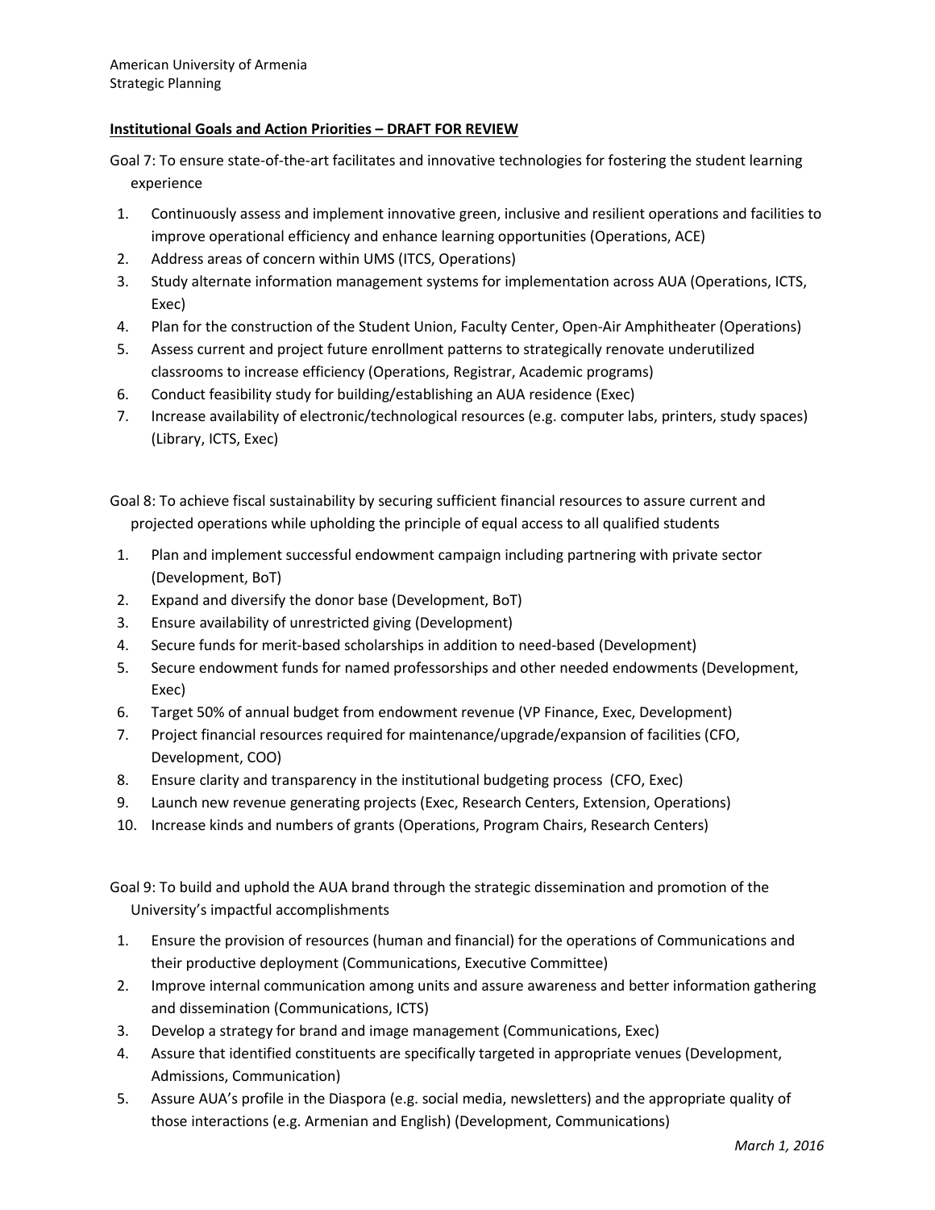American University of Armenia
Strategic Planning

**Institutional Goals and Action Priorities – DRAFT FOR REVIEW**

Goal 7: To ensure state-of-the-art facilitates and innovative technologies for fostering the student learning experience

1. Continuously assess and implement innovative green, inclusive and resilient operations and facilities to improve operational efficiency and enhance learning opportunities (Operations, ACE)
2. Address areas of concern within UMS (ITCS, Operations)
3. Study alternate information management systems for implementation across AUA (Operations, ICTS, Exec)
4. Plan for the construction of the Student Union, Faculty Center, Open-Air Amphitheater (Operations)
5. Assess current and project future enrollment patterns to strategically renovate underutilized classrooms to increase efficiency (Operations, Registrar, Academic programs)
6. Conduct feasibility study for building/establishing an AUA residence (Exec)
7. Increase availability of electronic/technological resources (e.g. computer labs, printers, study spaces) (Library, ICTS, Exec)

Goal 8: To achieve fiscal sustainability by securing sufficient financial resources to assure current and projected operations while upholding the principle of equal access to all qualified students

1. Plan and implement successful endowment campaign including partnering with private sector (Development, BoT)
2. Expand and diversify the donor base (Development, BoT)
3. Ensure availability of unrestricted giving (Development)
4. Secure funds for merit-based scholarships in addition to need-based (Development)
5. Secure endowment funds for named professorships and other needed endowments (Development, Exec)
6. Target 50% of annual budget from endowment revenue (VP Finance, Exec, Development)
7. Project financial resources required for maintenance/upgrade/expansion of facilities (CFO, Development, COO)
8. Ensure clarity and transparency in the institutional budgeting process (CFO, Exec)
9. Launch new revenue generating projects (Exec, Research Centers, Extension, Operations)
10. Increase kinds and numbers of grants (Operations, Program Chairs, Research Centers)

Goal 9: To build and uphold the AUA brand through the strategic dissemination and promotion of the University's impactful accomplishments

1. Ensure the provision of resources (human and financial) for the operations of Communications and their productive deployment (Communications, Executive Committee)
2. Improve internal communication among units and assure awareness and better information gathering and dissemination (Communications, ICTS)
3. Develop a strategy for brand and image management (Communications, Exec)
4. Assure that identified constituents are specifically targeted in appropriate venues (Development, Admissions, Communication)
5. Assure AUA's profile in the Diaspora (e.g. social media, newsletters) and the appropriate quality of those interactions (e.g. Armenian and English) (Development, Communications)

*March 1, 2016*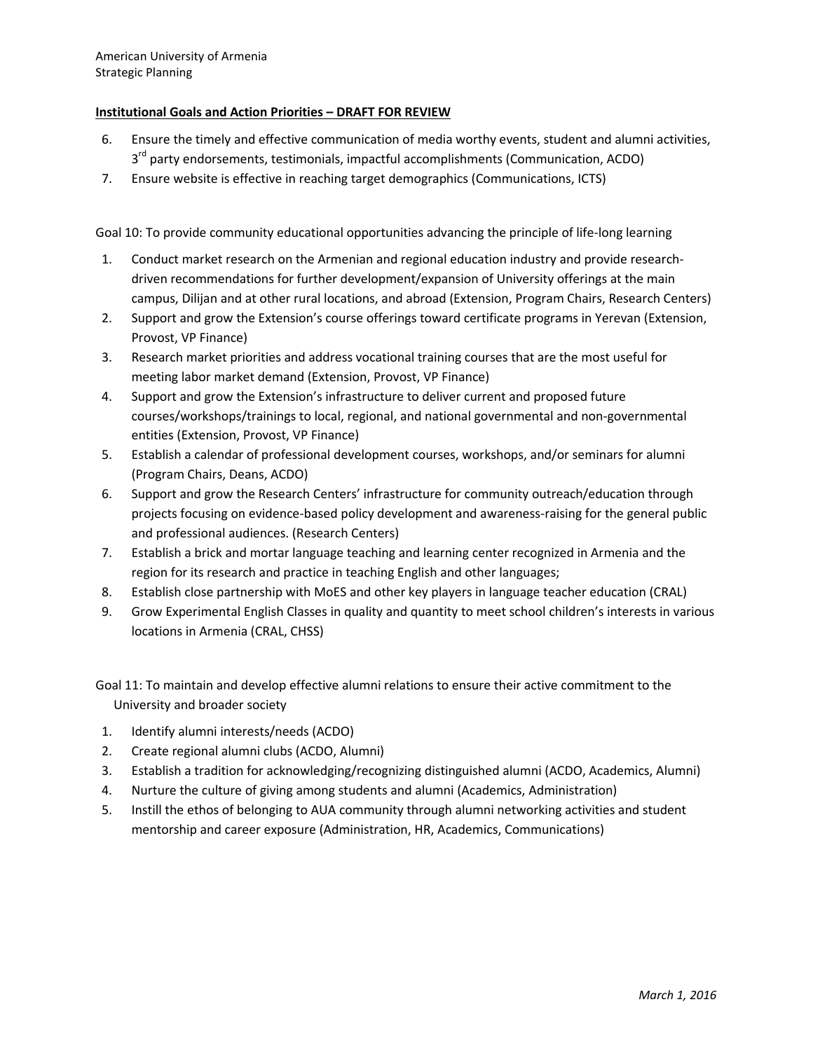**Institutional Goals and Action Priorities – DRAFT FOR REVIEW**

6. Ensure the timely and effective communication of media worthy events, student and alumni activities, 3rd party endorsements, testimonials, impactful accomplishments (Communication, ACDO)
7. Ensure website is effective in reaching target demographics (Communications, ICTS)

Goal 10: To provide community educational opportunities advancing the principle of life-long learning

1. Conduct market research on the Armenian and regional education industry and provide research-driven recommendations for further development/expansion of University offerings at the main campus, Dilijan and at other rural locations, and abroad (Extension, Program Chairs, Research Centers)
2. Support and grow the Extension's course offerings toward certificate programs in Yerevan (Extension, Provost, VP Finance)
3. Research market priorities and address vocational training courses that are the most useful for meeting labor market demand (Extension, Provost, VP Finance)
4. Support and grow the Extension's infrastructure to deliver current and proposed future courses/workshops/trainings to local, regional, and national governmental and non-governmental entities (Extension, Provost, VP Finance)
5. Establish a calendar of professional development courses, workshops, and/or seminars for alumni (Program Chairs, Deans, ACDO)
6. Support and grow the Research Centers' infrastructure for community outreach/education through projects focusing on evidence-based policy development and awareness-raising for the general public and professional audiences. (Research Centers)
7. Establish a brick and mortar language teaching and learning center recognized in Armenia and the region for its research and practice in teaching English and other languages;
8. Establish close partnership with MoES and other key players in language teacher education (CRAL)
9. Grow Experimental English Classes in quality and quantity to meet school children's interests in various locations in Armenia (CRAL, CHSS)

Goal 11: To maintain and develop effective alumni relations to ensure their active commitment to the University and broader society

1. Identify alumni interests/needs (ACDO)
2. Create regional alumni clubs (ACDO, Alumni)
3. Establish a tradition for acknowledging/recognizing distinguished alumni (ACDO, Academics, Alumni)
4. Nurture the culture of giving among students and alumni (Academics, Administration)
5. Instill the ethos of belonging to AUA community through alumni networking activities and student mentorship and career exposure (Administration, HR, Academics, Communications)